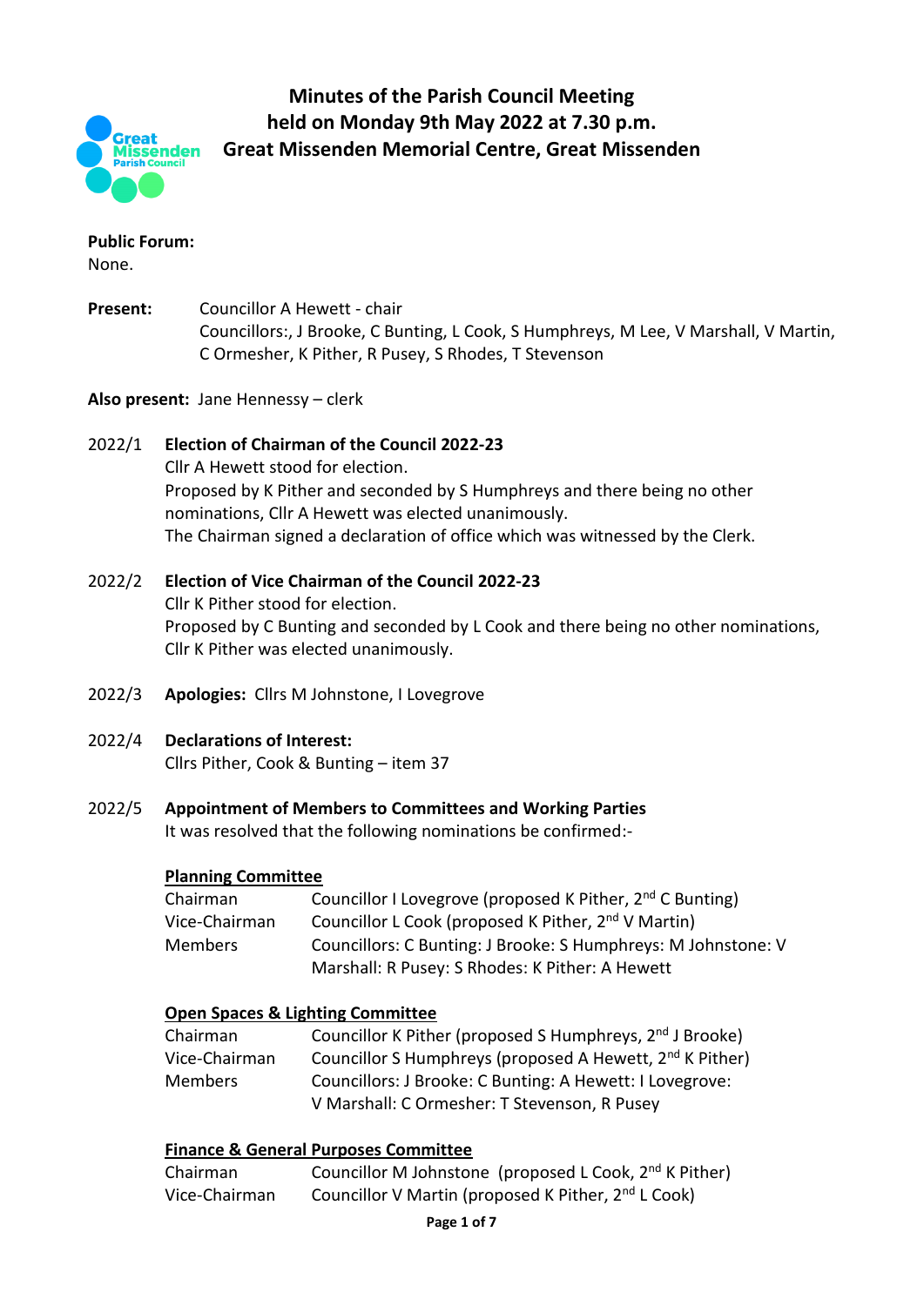# Minutes of the Parish Council Meeting held on Monday 9th May 2022 at 7.30 p.m. Great Missenden Memorial Centre, Great Missenden

**Public Forum:**
None.

**Present:** Councillor A Hewett - chair
Councillors:, J Brooke, C Bunting, L Cook, S Humphreys, M Lee, V Marshall, V Martin, C Ormesher, K Pither, R Pusey, S Rhodes, T Stevenson

**Also present:** Jane Hennessy – clerk

2022/1 **Election of Chairman of the Council 2022-23**
Cllr A Hewett stood for election.
Proposed by K Pither and seconded by S Humphreys and there being no other nominations, Cllr A Hewett was elected unanimously.
The Chairman signed a declaration of office which was witnessed by the Clerk.

2022/2 **Election of Vice Chairman of the Council 2022-23**
Cllr K Pither stood for election.
Proposed by C Bunting and seconded by L Cook and there being no other nominations, Cllr K Pither was elected unanimously.

2022/3 **Apologies:** Cllrs M Johnstone, I Lovegrove

2022/4 **Declarations of Interest:**
Cllrs Pither, Cook & Bunting – item 37

2022/5 **Appointment of Members to Committees and Working Parties**
It was resolved that the following nominations be confirmed:-

**Planning Committee**

| | |
|---|---|
| Chairman | Councillor I Lovegrove (proposed K Pither, 2nd C Bunting) |
| Vice-Chairman | Councillor L Cook (proposed K Pither, 2nd V Martin) |
| Members | Councillors: C Bunting: J Brooke: S Humphreys: M Johnstone: V Marshall: R Pusey: S Rhodes: K Pither: A Hewett |

**Open Spaces & Lighting Committee**

| | |
|---|---|
| Chairman | Councillor K Pither (proposed S Humphreys, 2nd J Brooke) |
| Vice-Chairman | Councillor S Humphreys (proposed A Hewett, 2nd K Pither) |
| Members | Councillors: J Brooke: C Bunting: A Hewett: I Lovegrove: V Marshall: C Ormesher: T Stevenson, R Pusey |

**Finance & General Purposes Committee**

| | |
|---|---|
| Chairman | Councillor M Johnstone (proposed L Cook, 2nd K Pither) |
| Vice-Chairman | Councillor V Martin (proposed K Pither, 2nd L Cook) |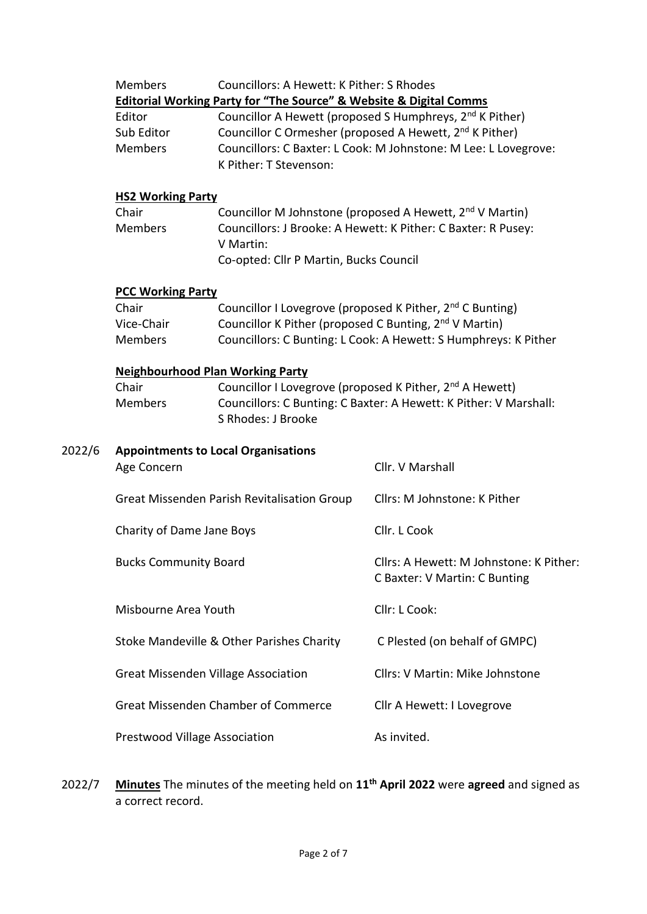| | |
|---|---|
| Members | Councillors: A Hewett: K Pither: S Rhodes |

**Editorial Working Party for "The Source" & Website & Digital Comms**

| | |
|---|---|
| Editor | Councillor A Hewett (proposed S Humphreys, 2nd K Pither) |
| Sub Editor | Councillor C Ormesher (proposed A Hewett, 2nd K Pither) |
| Members | Councillors: C Baxter: L Cook: M Johnstone: M Lee: L Lovegrove: K Pither: T Stevenson: |

**HS2 Working Party**

| | |
|---|---|
| Chair | Councillor M Johnstone (proposed A Hewett, 2nd V Martin) |
| Members | Councillors: J Brooke: A Hewett: K Pither: C Baxter: R Pusey: V Martin:<br>Co-opted: Cllr P Martin, Bucks Council |

**PCC Working Party**

| | |
|---|---|
| Chair | Councillor I Lovegrove (proposed K Pither, 2nd C Bunting) |
| Vice-Chair | Councillor K Pither (proposed C Bunting, 2nd V Martin) |
| Members | Councillors: C Bunting: L Cook: A Hewett: S Humphreys: K Pither |

**Neighbourhood Plan Working Party**

| | |
|---|---|
| Chair | Councillor I Lovegrove (proposed K Pither, 2nd A Hewett) |
| Members | Councillors: C Bunting: C Baxter: A Hewett: K Pither: V Marshall: S Rhodes: J Brooke |

2022/6 **Appointments to Local Organisations**

| | |
|---|---|
| Age Concern | Cllr. V Marshall |
| Great Missenden Parish Revitalisation Group | Cllrs: M Johnstone: K Pither |
| Charity of Dame Jane Boys | Cllr. L Cook |
| Bucks Community Board | Cllrs: A Hewett: M Johnstone: K Pither: C Baxter: V Martin: C Bunting |
| Misbourne Area Youth | Cllr: L Cook: |
| Stoke Mandeville & Other Parishes Charity | C Plested (on behalf of GMPC) |
| Great Missenden Village Association | Cllrs: V Martin: Mike Johnstone |
| Great Missenden Chamber of Commerce | Cllr A Hewett: I Lovegrove |
| Prestwood Village Association | As invited. |

2022/7 **Minutes** The minutes of the meeting held on **11th April 2022** were **agreed** and signed as a correct record.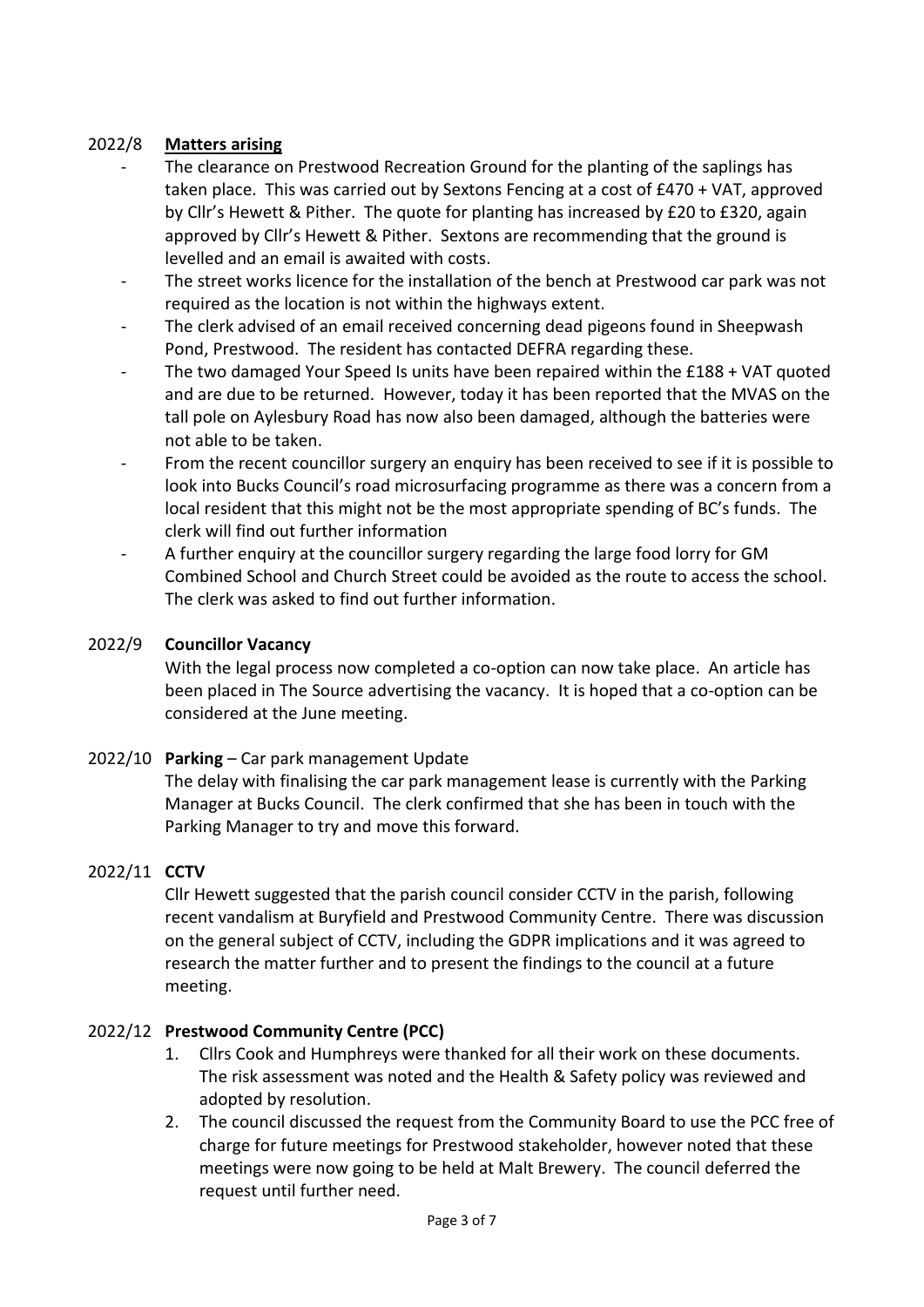## 2022/8 **Matters arising**

- The clearance on Prestwood Recreation Ground for the planting of the saplings has taken place. This was carried out by Sextons Fencing at a cost of £470 + VAT, approved by Cllr's Hewett & Pither. The quote for planting has increased by £20 to £320, again approved by Cllr's Hewett & Pither. Sextons are recommending that the ground is levelled and an email is awaited with costs.
- The street works licence for the installation of the bench at Prestwood car park was not required as the location is not within the highways extent.
- The clerk advised of an email received concerning dead pigeons found in Sheepwash Pond, Prestwood. The resident has contacted DEFRA regarding these.
- The two damaged Your Speed Is units have been repaired within the £188 + VAT quoted and are due to be returned. However, today it has been reported that the MVAS on the tall pole on Aylesbury Road has now also been damaged, although the batteries were not able to be taken.
- From the recent councillor surgery an enquiry has been received to see if it is possible to look into Bucks Council's road microsurfacing programme as there was a concern from a local resident that this might not be the most appropriate spending of BC's funds. The clerk will find out further information
- A further enquiry at the councillor surgery regarding the large food lorry for GM Combined School and Church Street could be avoided as the route to access the school. The clerk was asked to find out further information.

## 2022/9 **Councillor Vacancy**

With the legal process now completed a co-option can now take place. An article has been placed in The Source advertising the vacancy. It is hoped that a co-option can be considered at the June meeting.

## 2022/10 **Parking** – Car park management Update

The delay with finalising the car park management lease is currently with the Parking Manager at Bucks Council. The clerk confirmed that she has been in touch with the Parking Manager to try and move this forward.

## 2022/11 **CCTV**

Cllr Hewett suggested that the parish council consider CCTV in the parish, following recent vandalism at Buryfield and Prestwood Community Centre. There was discussion on the general subject of CCTV, including the GDPR implications and it was agreed to research the matter further and to present the findings to the council at a future meeting.

## 2022/12 **Prestwood Community Centre (PCC)**

1. Cllrs Cook and Humphreys were thanked for all their work on these documents. The risk assessment was noted and the Health & Safety policy was reviewed and adopted by resolution.
2. The council discussed the request from the Community Board to use the PCC free of charge for future meetings for Prestwood stakeholder, however noted that these meetings were now going to be held at Malt Brewery. The council deferred the request until further need.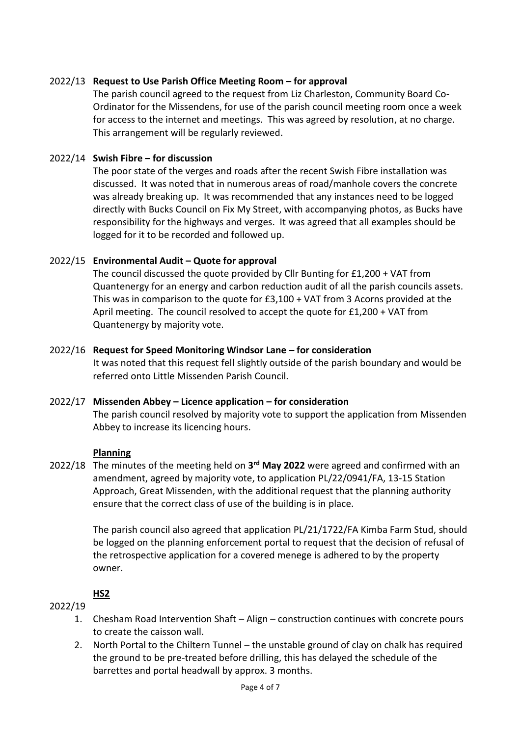2022/13 **Request to Use Parish Office Meeting Room – for approval**

The parish council agreed to the request from Liz Charleston, Community Board Co-Ordinator for the Missendens, for use of the parish council meeting room once a week for access to the internet and meetings. This was agreed by resolution, at no charge. This arrangement will be regularly reviewed.

2022/14 **Swish Fibre – for discussion**

The poor state of the verges and roads after the recent Swish Fibre installation was discussed. It was noted that in numerous areas of road/manhole covers the concrete was already breaking up. It was recommended that any instances need to be logged directly with Bucks Council on Fix My Street, with accompanying photos, as Bucks have responsibility for the highways and verges. It was agreed that all examples should be logged for it to be recorded and followed up.

2022/15 **Environmental Audit – Quote for approval**

The council discussed the quote provided by Cllr Bunting for £1,200 + VAT from Quantenergy for an energy and carbon reduction audit of all the parish councils assets. This was in comparison to the quote for £3,100 + VAT from 3 Acorns provided at the April meeting. The council resolved to accept the quote for £1,200 + VAT from Quantenergy by majority vote.

2022/16 **Request for Speed Monitoring Windsor Lane – for consideration**

It was noted that this request fell slightly outside of the parish boundary and would be referred onto Little Missenden Parish Council.

2022/17 **Missenden Abbey – Licence application – for consideration**

The parish council resolved by majority vote to support the application from Missenden Abbey to increase its licencing hours.

**Planning**

2022/18 The minutes of the meeting held on **3rd May 2022** were agreed and confirmed with an amendment, agreed by majority vote, to application PL/22/0941/FA, 13-15 Station Approach, Great Missenden, with the additional request that the planning authority ensure that the correct class of use of the building is in place.

The parish council also agreed that application PL/21/1722/FA Kimba Farm Stud, should be logged on the planning enforcement portal to request that the decision of refusal of the retrospective application for a covered menege is adhered to by the property owner.

**HS2**

2022/19

1. Chesham Road Intervention Shaft – Align – construction continues with concrete pours to create the caisson wall.
2. North Portal to the Chiltern Tunnel – the unstable ground of clay on chalk has required the ground to be pre-treated before drilling, this has delayed the schedule of the barrettes and portal headwall by approx. 3 months.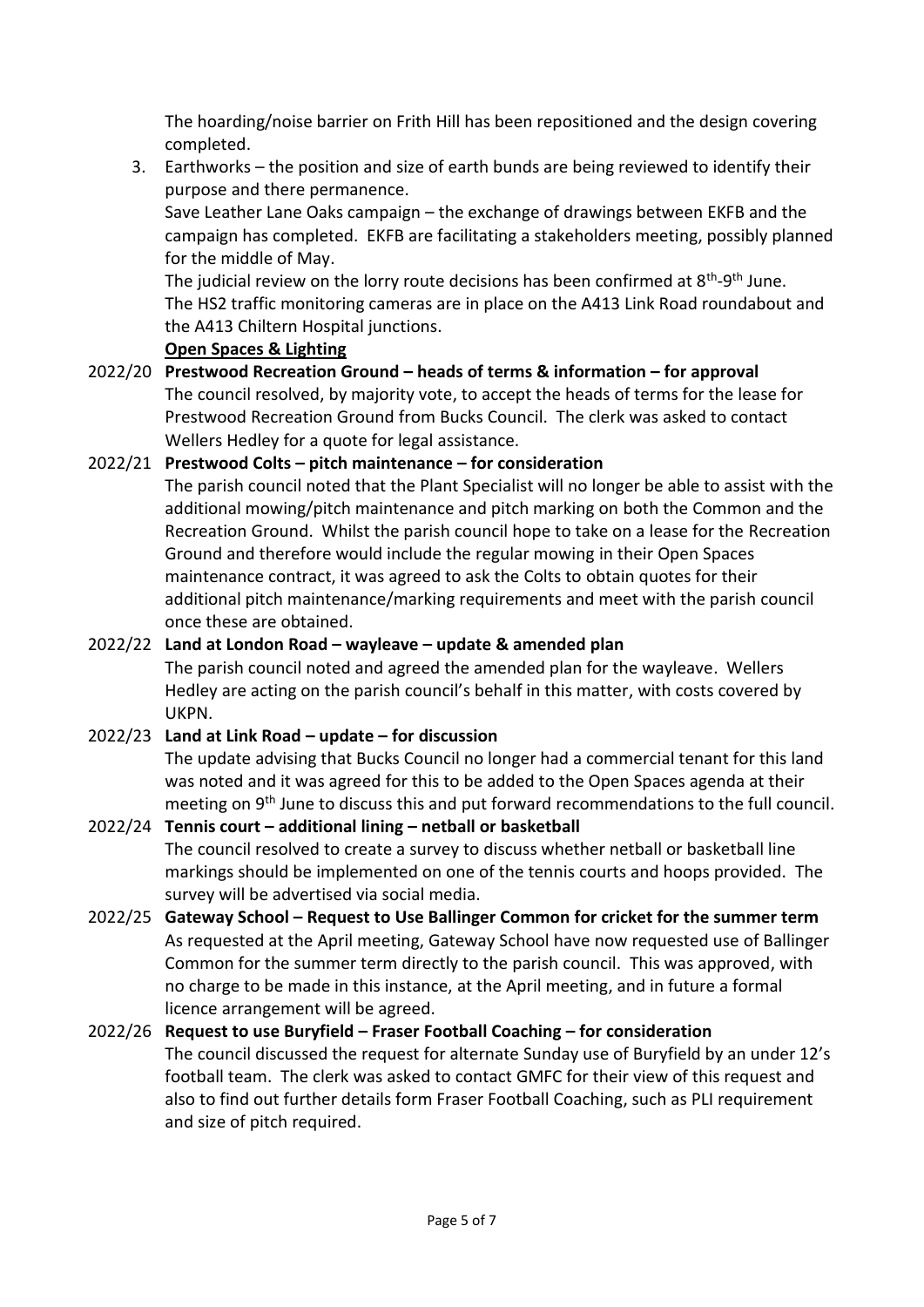The hoarding/noise barrier on Frith Hill has been repositioned and the design covering completed.

3. Earthworks – the position and size of earth bunds are being reviewed to identify their purpose and there permanence.

   Save Leather Lane Oaks campaign – the exchange of drawings between EKFB and the campaign has completed. EKFB are facilitating a stakeholders meeting, possibly planned for the middle of May.

   The judicial review on the lorry route decisions has been confirmed at 8th-9th June.

   The HS2 traffic monitoring cameras are in place on the A413 Link Road roundabout and the A413 Chiltern Hospital junctions.

**Open Spaces & Lighting**

2022/20 **Prestwood Recreation Ground – heads of terms & information – for approval**

The council resolved, by majority vote, to accept the heads of terms for the lease for Prestwood Recreation Ground from Bucks Council. The clerk was asked to contact Wellers Hedley for a quote for legal assistance.

2022/21 **Prestwood Colts – pitch maintenance – for consideration**

The parish council noted that the Plant Specialist will no longer be able to assist with the additional mowing/pitch maintenance and pitch marking on both the Common and the Recreation Ground. Whilst the parish council hope to take on a lease for the Recreation Ground and therefore would include the regular mowing in their Open Spaces maintenance contract, it was agreed to ask the Colts to obtain quotes for their additional pitch maintenance/marking requirements and meet with the parish council once these are obtained.

2022/22 **Land at London Road – wayleave – update & amended plan**

The parish council noted and agreed the amended plan for the wayleave. Wellers Hedley are acting on the parish council's behalf in this matter, with costs covered by UKPN.

2022/23 **Land at Link Road – update – for discussion**

The update advising that Bucks Council no longer had a commercial tenant for this land was noted and it was agreed for this to be added to the Open Spaces agenda at their meeting on 9th June to discuss this and put forward recommendations to the full council.

2022/24 **Tennis court – additional lining – netball or basketball**

The council resolved to create a survey to discuss whether netball or basketball line markings should be implemented on one of the tennis courts and hoops provided. The survey will be advertised via social media.

2022/25 **Gateway School – Request to Use Ballinger Common for cricket for the summer term**

As requested at the April meeting, Gateway School have now requested use of Ballinger Common for the summer term directly to the parish council. This was approved, with no charge to be made in this instance, at the April meeting, and in future a formal licence arrangement will be agreed.

2022/26 **Request to use Buryfield – Fraser Football Coaching – for consideration**

The council discussed the request for alternate Sunday use of Buryfield by an under 12's football team. The clerk was asked to contact GMFC for their view of this request and also to find out further details form Fraser Football Coaching, such as PLI requirement and size of pitch required.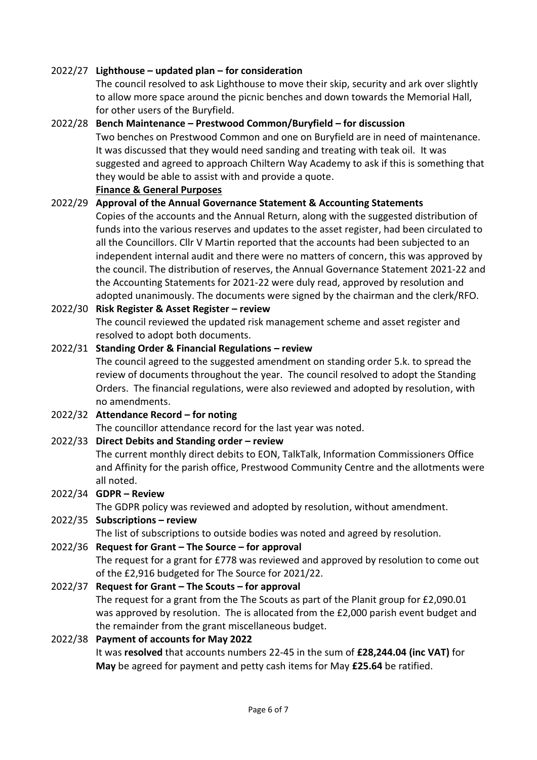2022/27 **Lighthouse – updated plan – for consideration**

The council resolved to ask Lighthouse to move their skip, security and ark over slightly to allow more space around the picnic benches and down towards the Memorial Hall, for other users of the Buryfield.

2022/28 **Bench Maintenance – Prestwood Common/Buryfield – for discussion**

Two benches on Prestwood Common and one on Buryfield are in need of maintenance. It was discussed that they would need sanding and treating with teak oil. It was suggested and agreed to approach Chiltern Way Academy to ask if this is something that they would be able to assist with and provide a quote.

**Finance & General Purposes**

2022/29 **Approval of the Annual Governance Statement & Accounting Statements**

Copies of the accounts and the Annual Return, along with the suggested distribution of funds into the various reserves and updates to the asset register, had been circulated to all the Councillors. Cllr V Martin reported that the accounts had been subjected to an independent internal audit and there were no matters of concern, this was approved by the council. The distribution of reserves, the Annual Governance Statement 2021-22 and the Accounting Statements for 2021-22 were duly read, approved by resolution and adopted unanimously. The documents were signed by the chairman and the clerk/RFO.

2022/30 **Risk Register & Asset Register – review**

The council reviewed the updated risk management scheme and asset register and resolved to adopt both documents.

2022/31 **Standing Order & Financial Regulations – review**

The council agreed to the suggested amendment on standing order 5.k. to spread the review of documents throughout the year. The council resolved to adopt the Standing Orders. The financial regulations, were also reviewed and adopted by resolution, with no amendments.

2022/32 **Attendance Record – for noting**

The councillor attendance record for the last year was noted.

2022/33 **Direct Debits and Standing order – review**

The current monthly direct debits to EON, TalkTalk, Information Commissioners Office and Affinity for the parish office, Prestwood Community Centre and the allotments were all noted.

2022/34 **GDPR – Review**

The GDPR policy was reviewed and adopted by resolution, without amendment.

2022/35 **Subscriptions – review**

The list of subscriptions to outside bodies was noted and agreed by resolution.

2022/36 **Request for Grant – The Source – for approval**

The request for a grant for £778 was reviewed and approved by resolution to come out of the £2,916 budgeted for The Source for 2021/22.

2022/37 **Request for Grant – The Scouts – for approval**

The request for a grant from the The Scouts as part of the Planit group for £2,090.01 was approved by resolution. The is allocated from the £2,000 parish event budget and the remainder from the grant miscellaneous budget.

2022/38 **Payment of accounts for May 2022**

It was **resolved** that accounts numbers 22-45 in the sum of **£28,244.04 (inc VAT)** for **May** be agreed for payment and petty cash items for May **£25.64** be ratified.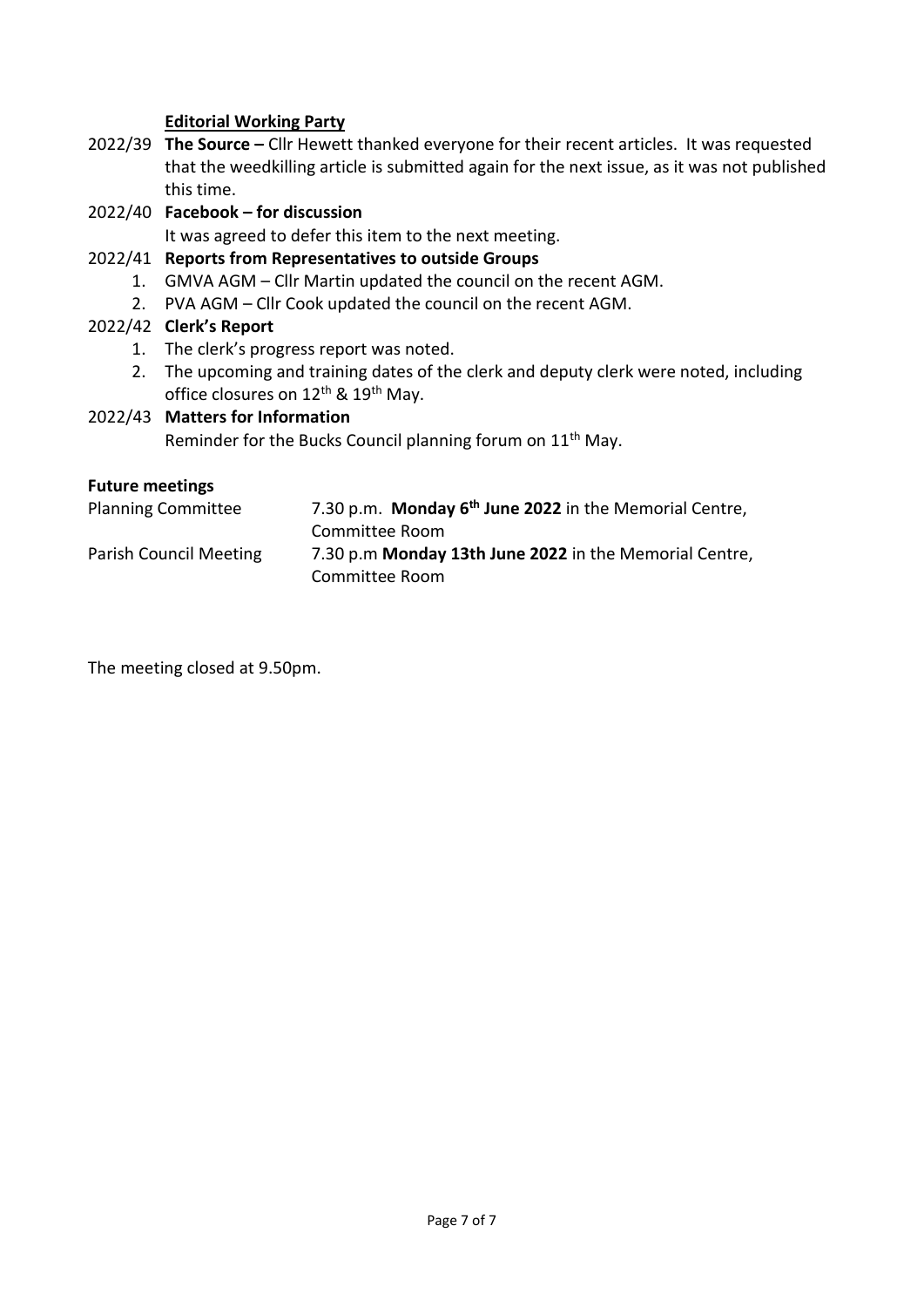**Editorial Working Party**

2022/39 **The Source –** Cllr Hewett thanked everyone for their recent articles. It was requested that the weedkilling article is submitted again for the next issue, as it was not published this time.

2022/40 **Facebook – for discussion**

It was agreed to defer this item to the next meeting.

2022/41 **Reports from Representatives to outside Groups**

1. GMVA AGM – Cllr Martin updated the council on the recent AGM.
2. PVA AGM – Cllr Cook updated the council on the recent AGM.

2022/42 **Clerk's Report**

1. The clerk's progress report was noted.
2. The upcoming and training dates of the clerk and deputy clerk were noted, including office closures on 12th & 19th May.

2022/43 **Matters for Information**

Reminder for the Bucks Council planning forum on 11th May.

**Future meetings**

| | |
|---|---|
| Planning Committee | 7.30 p.m. **Monday 6th June 2022** in the Memorial Centre, Committee Room |
| Parish Council Meeting | 7.30 p.m **Monday 13th June 2022** in the Memorial Centre, Committee Room |

The meeting closed at 9.50pm.